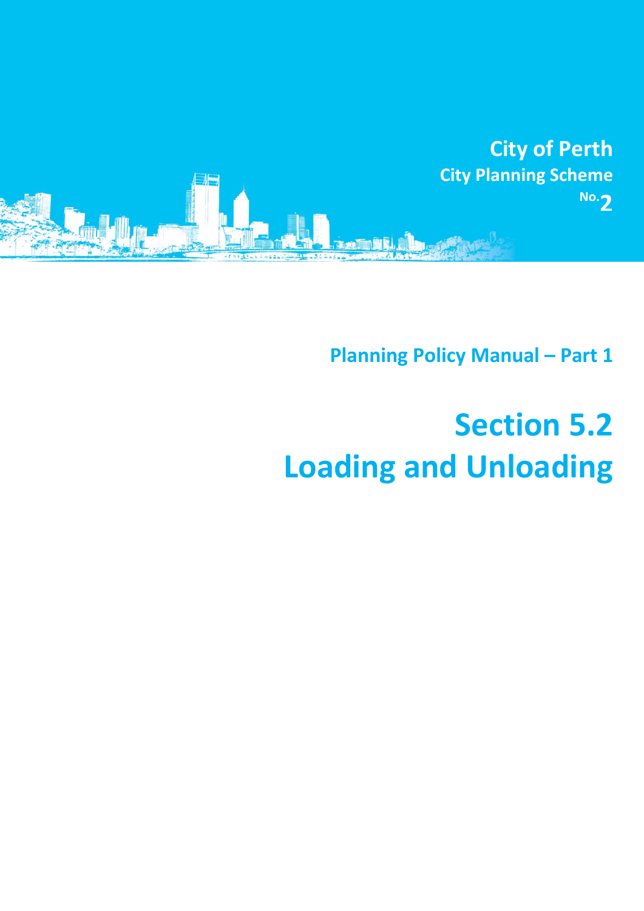City of Perth

City Planning Scheme No.2

Planning Policy Manual – Part 1

# Section 5.2 Loading and Unloading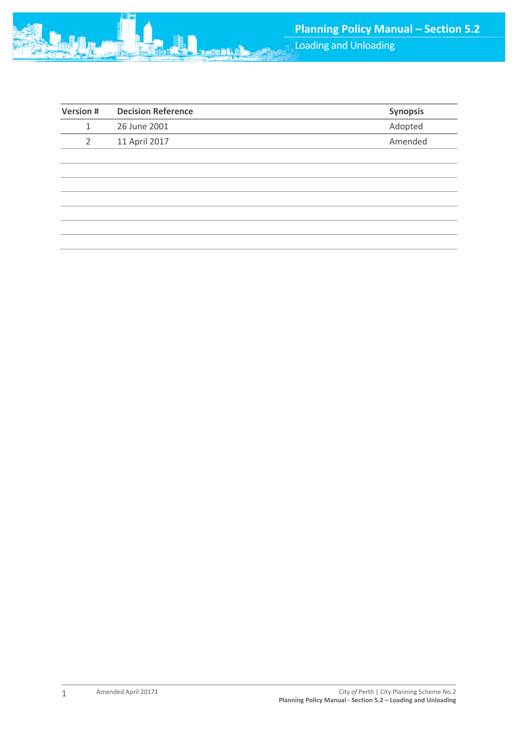| Version # | Decision Reference | Synopsis |
| --- | --- | --- |
| 1 | 26 June 2001 | Adopted |
| 2 | 11 April 2017 | Amended |
| | | |
| | | |
| | | |
| | | |
| | | |
| | | |
| | | |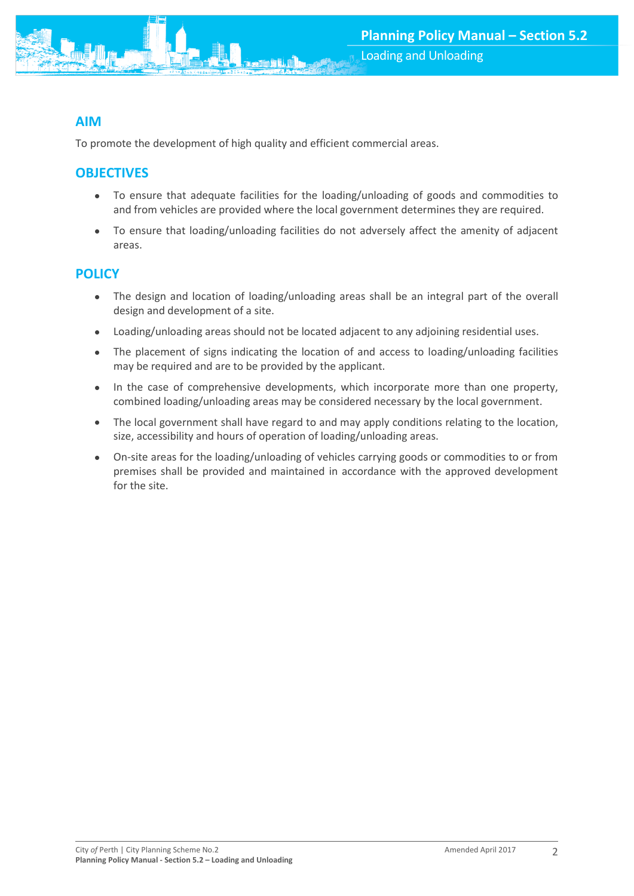## AIM

To promote the development of high quality and efficient commercial areas.

## OBJECTIVES

- To ensure that adequate facilities for the loading/unloading of goods and commodities to and from vehicles are provided where the local government determines they are required.
- To ensure that loading/unloading facilities do not adversely affect the amenity of adjacent areas.

## POLICY

- The design and location of loading/unloading areas shall be an integral part of the overall design and development of a site.
- Loading/unloading areas should not be located adjacent to any adjoining residential uses.
- The placement of signs indicating the location of and access to loading/unloading facilities may be required and are to be provided by the applicant.
- In the case of comprehensive developments, which incorporate more than one property, combined loading/unloading areas may be considered necessary by the local government.
- The local government shall have regard to and may apply conditions relating to the location, size, accessibility and hours of operation of loading/unloading areas.
- On-site areas for the loading/unloading of vehicles carrying goods or commodities to or from premises shall be provided and maintained in accordance with the approved development for the site.